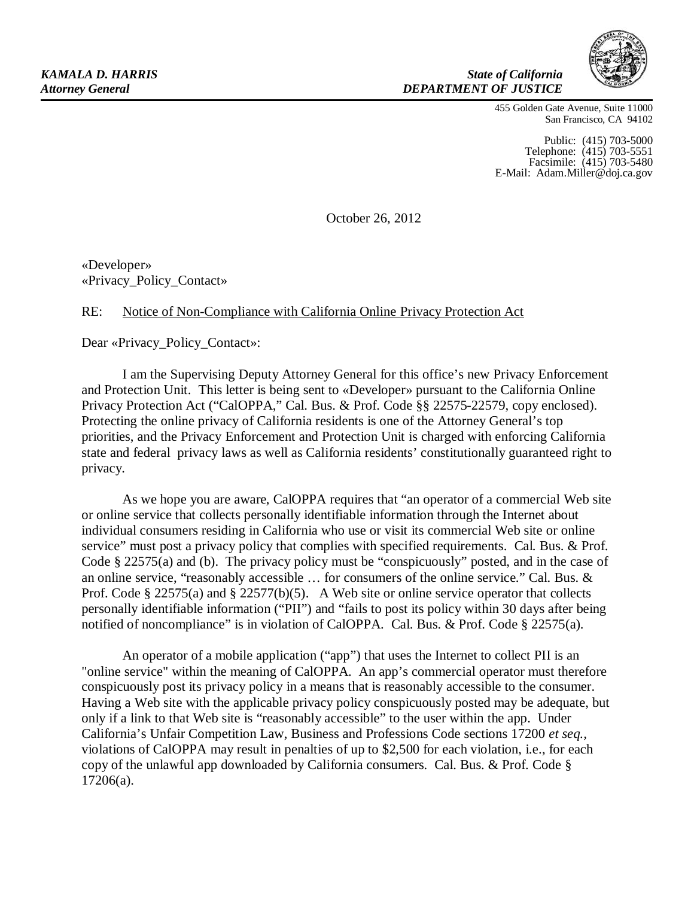***KAMALA D. HARRIS***
***Attorney General***

***State of California***
***DEPARTMENT OF JUSTICE***

455 Golden Gate Avenue, Suite 11000
San Francisco, CA 94102

Public: (415) 703-5000
Telephone: (415) 703-5551
Facsimile: (415) 703-5480
E-Mail: Adam.Miller@doj.ca.gov

October 26, 2012

«Developer»
«Privacy_Policy_Contact»

RE: Notice of Non-Compliance with California Online Privacy Protection Act

Dear «Privacy_Policy_Contact»:

I am the Supervising Deputy Attorney General for this office's new Privacy Enforcement and Protection Unit. This letter is being sent to «Developer» pursuant to the California Online Privacy Protection Act ("CalOPPA," Cal. Bus. & Prof. Code §§ 22575-22579, copy enclosed). Protecting the online privacy of California residents is one of the Attorney General's top priorities, and the Privacy Enforcement and Protection Unit is charged with enforcing California state and federal privacy laws as well as California residents' constitutionally guaranteed right to privacy.

As we hope you are aware, CalOPPA requires that "an operator of a commercial Web site or online service that collects personally identifiable information through the Internet about individual consumers residing in California who use or visit its commercial Web site or online service" must post a privacy policy that complies with specified requirements. Cal. Bus. & Prof. Code § 22575(a) and (b). The privacy policy must be "conspicuously" posted, and in the case of an online service, "reasonably accessible … for consumers of the online service." Cal. Bus. & Prof. Code § 22575(a) and § 22577(b)(5). A Web site or online service operator that collects personally identifiable information ("PII") and "fails to post its policy within 30 days after being notified of noncompliance" is in violation of CalOPPA. Cal. Bus. & Prof. Code § 22575(a).

An operator of a mobile application ("app") that uses the Internet to collect PII is an "online service" within the meaning of CalOPPA. An app's commercial operator must therefore conspicuously post its privacy policy in a means that is reasonably accessible to the consumer. Having a Web site with the applicable privacy policy conspicuously posted may be adequate, but only if a link to that Web site is "reasonably accessible" to the user within the app. Under California's Unfair Competition Law, Business and Professions Code sections 17200 *et seq.*, violations of CalOPPA may result in penalties of up to $2,500 for each violation, i.e., for each copy of the unlawful app downloaded by California consumers. Cal. Bus. & Prof. Code § 17206(a).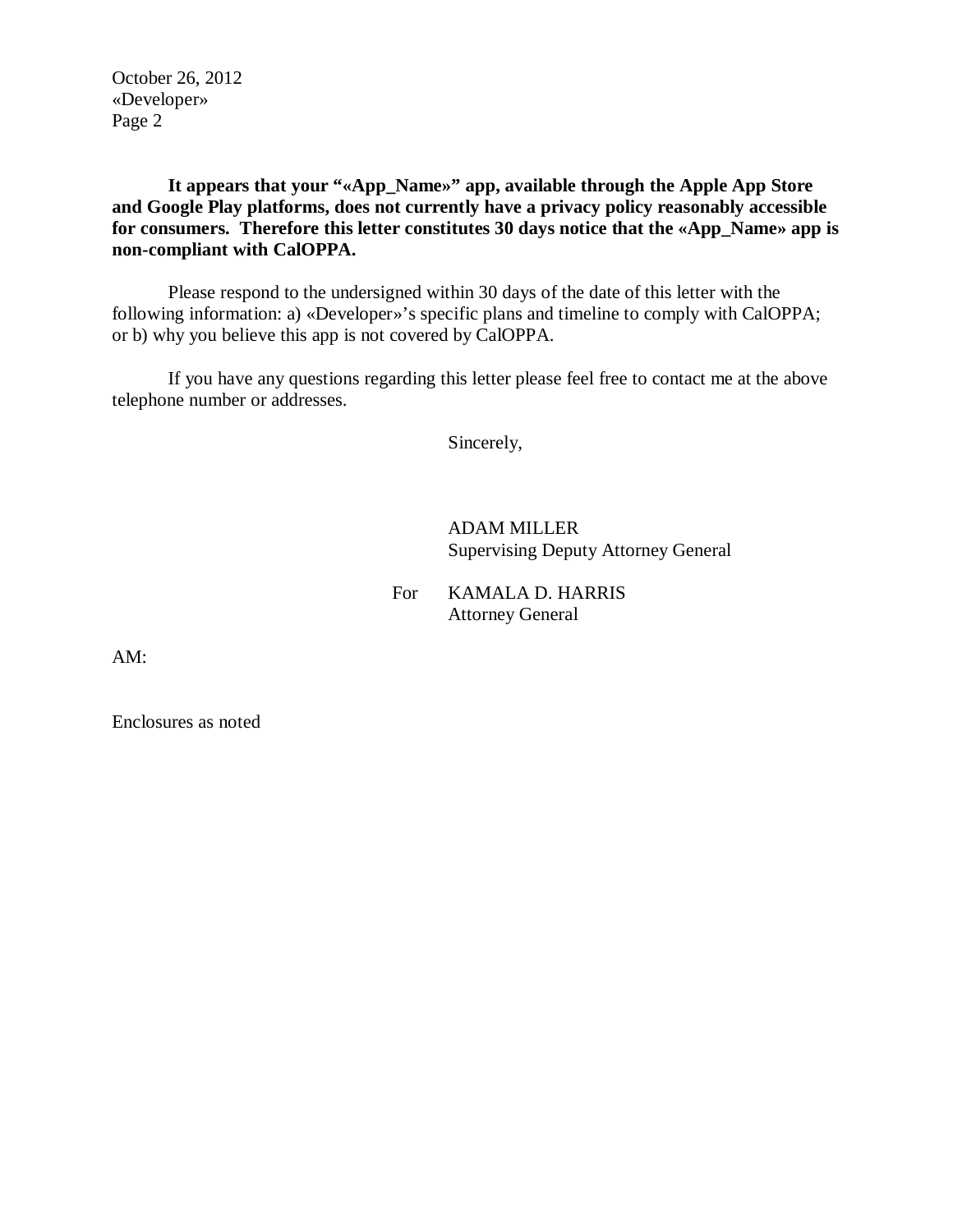It appears that your "«App_Name»" app, available through the Apple App Store and Google Play platforms, does not currently have a privacy policy reasonably accessible for consumers. Therefore this letter constitutes 30 days notice that the «App_Name» app is non-compliant with CalOPPA.

Please respond to the undersigned within 30 days of the date of this letter with the following information: a) «Developer»'s specific plans and timeline to comply with CalOPPA; or b) why you believe this app is not covered by CalOPPA.

If you have any questions regarding this letter please feel free to contact me at the above telephone number or addresses.

Sincerely,

ADAM MILLER
Supervising Deputy Attorney General

For KAMALA D. HARRIS
Attorney General

AM:

Enclosures as noted